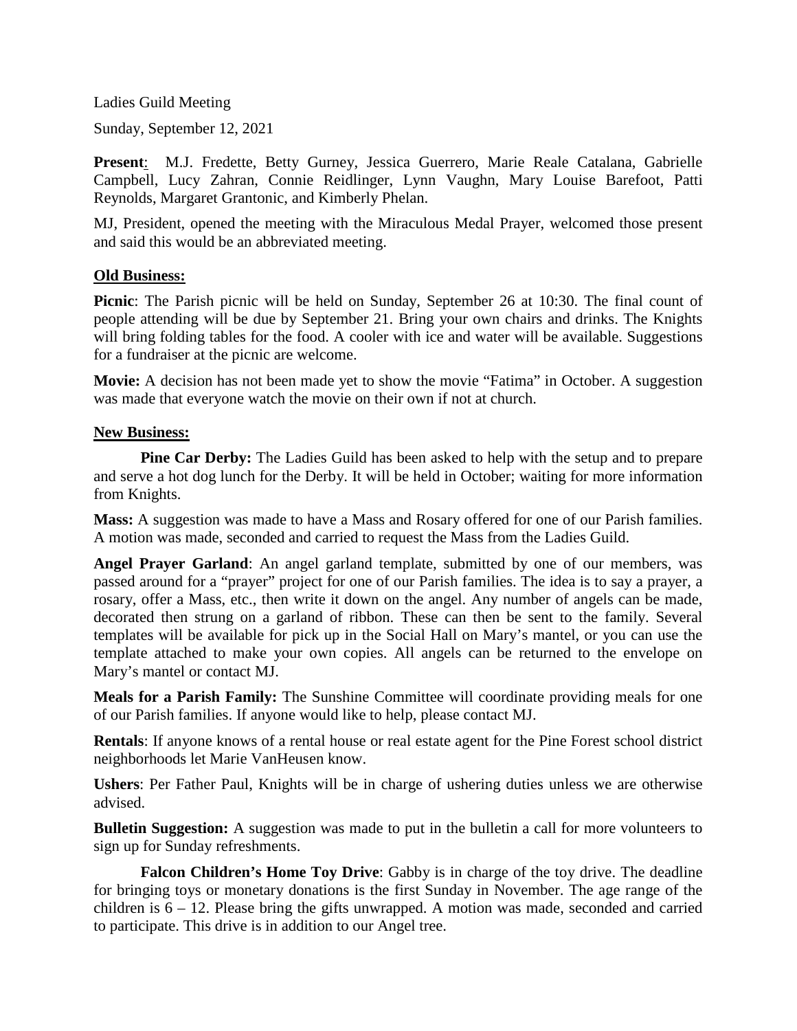Ladies Guild Meeting

Sunday, September 12, 2021

**Present**: M.J. Fredette, Betty Gurney, Jessica Guerrero, Marie Reale Catalana, Gabrielle Campbell, Lucy Zahran, Connie Reidlinger, Lynn Vaughn, Mary Louise Barefoot, Patti Reynolds, Margaret Grantonic, and Kimberly Phelan.

MJ, President, opened the meeting with the Miraculous Medal Prayer, welcomed those present and said this would be an abbreviated meeting.

## Old Business:

**Picnic**: The Parish picnic will be held on Sunday, September 26 at 10:30. The final count of people attending will be due by September 21. Bring your own chairs and drinks. The Knights will bring folding tables for the food. A cooler with ice and water will be available. Suggestions for a fundraiser at the picnic are welcome.

**Movie:** A decision has not been made yet to show the movie "Fatima" in October. A suggestion was made that everyone watch the movie on their own if not at church.

## New Business:

**Pine Car Derby:** The Ladies Guild has been asked to help with the setup and to prepare and serve a hot dog lunch for the Derby. It will be held in October; waiting for more information from Knights.

**Mass:** A suggestion was made to have a Mass and Rosary offered for one of our Parish families. A motion was made, seconded and carried to request the Mass from the Ladies Guild.

**Angel Prayer Garland**: An angel garland template, submitted by one of our members, was passed around for a "prayer" project for one of our Parish families. The idea is to say a prayer, a rosary, offer a Mass, etc., then write it down on the angel. Any number of angels can be made, decorated then strung on a garland of ribbon. These can then be sent to the family. Several templates will be available for pick up in the Social Hall on Mary's mantel, or you can use the template attached to make your own copies. All angels can be returned to the envelope on Mary's mantel or contact MJ.

**Meals for a Parish Family:** The Sunshine Committee will coordinate providing meals for one of our Parish families. If anyone would like to help, please contact MJ.

**Rentals**: If anyone knows of a rental house or real estate agent for the Pine Forest school district neighborhoods let Marie VanHeusen know.

**Ushers**: Per Father Paul, Knights will be in charge of ushering duties unless we are otherwise advised.

**Bulletin Suggestion:** A suggestion was made to put in the bulletin a call for more volunteers to sign up for Sunday refreshments.

**Falcon Children's Home Toy Drive**: Gabby is in charge of the toy drive. The deadline for bringing toys or monetary donations is the first Sunday in November. The age range of the children is 6 – 12. Please bring the gifts unwrapped. A motion was made, seconded and carried to participate. This drive is in addition to our Angel tree.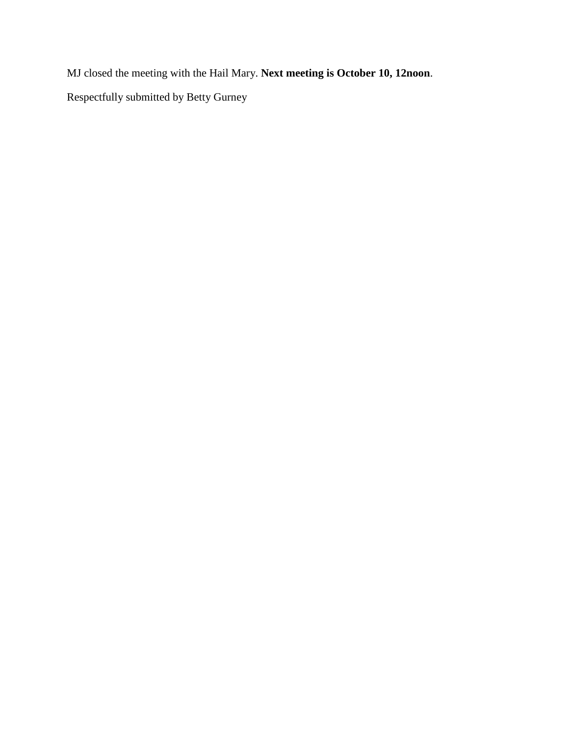MJ closed the meeting with the Hail Mary. **Next meeting is October 10, 12noon**.

Respectfully submitted by Betty Gurney